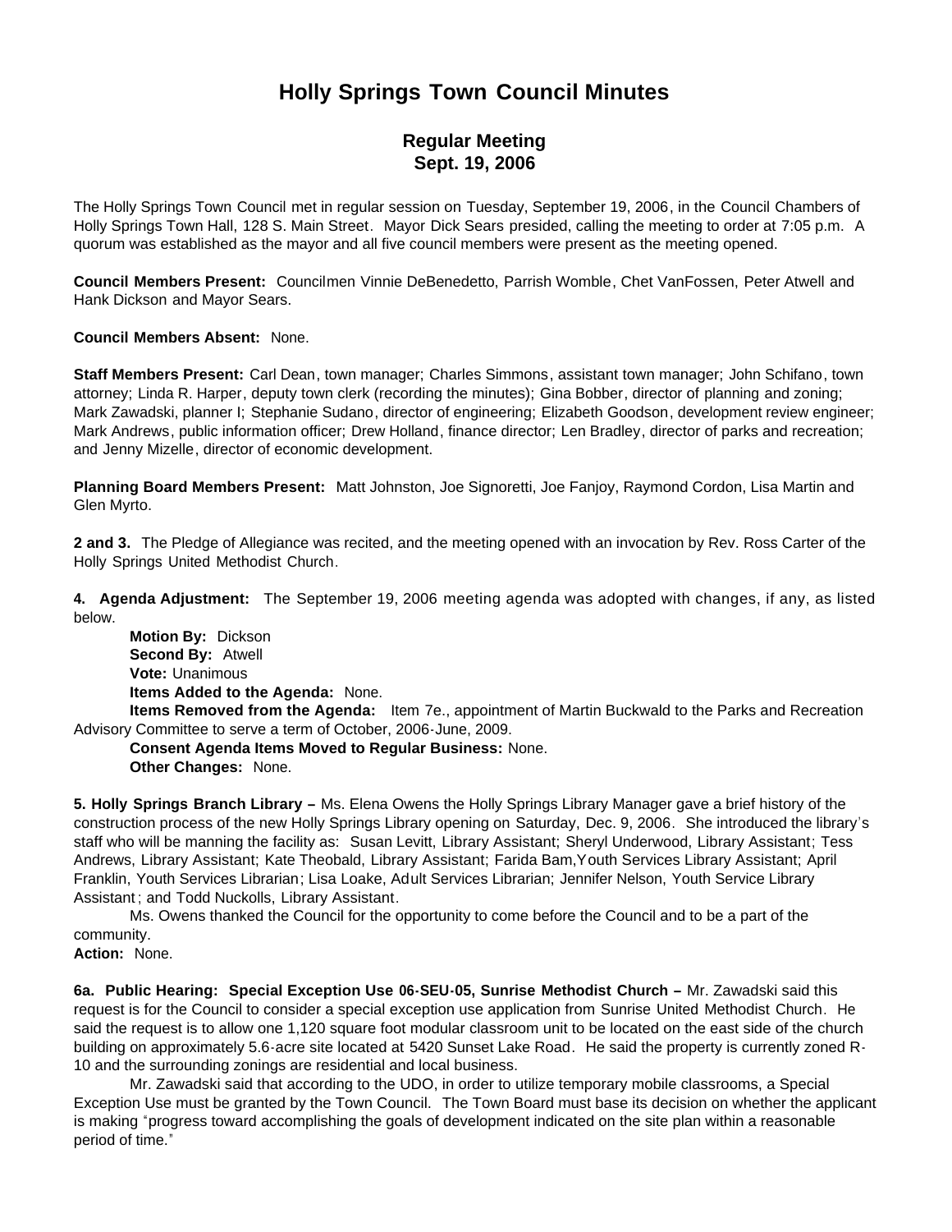# Holly Springs Town Council Minutes

## Regular Meeting
## Sept. 19, 2006

The Holly Springs Town Council met in regular session on Tuesday, September 19, 2006, in the Council Chambers of Holly Springs Town Hall, 128 S. Main Street. Mayor Dick Sears presided, calling the meeting to order at 7:05 p.m. A quorum was established as the mayor and all five council members were present as the meeting opened.

**Council Members Present:** Councilmen Vinnie DeBenedetto, Parrish Womble, Chet VanFossen, Peter Atwell and Hank Dickson and Mayor Sears.

**Council Members Absent:** None.

**Staff Members Present:** Carl Dean, town manager; Charles Simmons, assistant town manager; John Schifano, town attorney; Linda R. Harper, deputy town clerk (recording the minutes); Gina Bobber, director of planning and zoning; Mark Zawadski, planner I; Stephanie Sudano, director of engineering; Elizabeth Goodson, development review engineer; Mark Andrews, public information officer; Drew Holland, finance director; Len Bradley, director of parks and recreation; and Jenny Mizelle, director of economic development.

**Planning Board Members Present:** Matt Johnston, Joe Signoretti, Joe Fanjoy, Raymond Cordon, Lisa Martin and Glen Myrto.

**2 and 3.** The Pledge of Allegiance was recited, and the meeting opened with an invocation by Rev. Ross Carter of the Holly Springs United Methodist Church.

**4. Agenda Adjustment:** The September 19, 2006 meeting agenda was adopted with changes, if any, as listed below.

**Motion By:** Dickson
**Second By:** Atwell
**Vote:** Unanimous
**Items Added to the Agenda:** None.
**Items Removed from the Agenda:** Item 7e., appointment of Martin Buckwald to the Parks and Recreation Advisory Committee to serve a term of October, 2006-June, 2009.
**Consent Agenda Items Moved to Regular Business:** None.
**Other Changes:** None.

**5. Holly Springs Branch Library –** Ms. Elena Owens the Holly Springs Library Manager gave a brief history of the construction process of the new Holly Springs Library opening on Saturday, Dec. 9, 2006. She introduced the library's staff who will be manning the facility as: Susan Levitt, Library Assistant; Sheryl Underwood, Library Assistant; Tess Andrews, Library Assistant; Kate Theobald, Library Assistant; Farida Bam,Youth Services Library Assistant; April Franklin, Youth Services Librarian; Lisa Loake, Adult Services Librarian; Jennifer Nelson, Youth Service Library Assistant; and Todd Nuckolls, Library Assistant.

Ms. Owens thanked the Council for the opportunity to come before the Council and to be a part of the community.

**Action:** None.

**6a. Public Hearing: Special Exception Use 06-SEU-05, Sunrise Methodist Church –** Mr. Zawadski said this request is for the Council to consider a special exception use application from Sunrise United Methodist Church. He said the request is to allow one 1,120 square foot modular classroom unit to be located on the east side of the church building on approximately 5.6-acre site located at 5420 Sunset Lake Road. He said the property is currently zoned R-10 and the surrounding zonings are residential and local business.

Mr. Zawadski said that according to the UDO, in order to utilize temporary mobile classrooms, a Special Exception Use must be granted by the Town Council. The Town Board must base its decision on whether the applicant is making "progress toward accomplishing the goals of development indicated on the site plan within a reasonable period of time."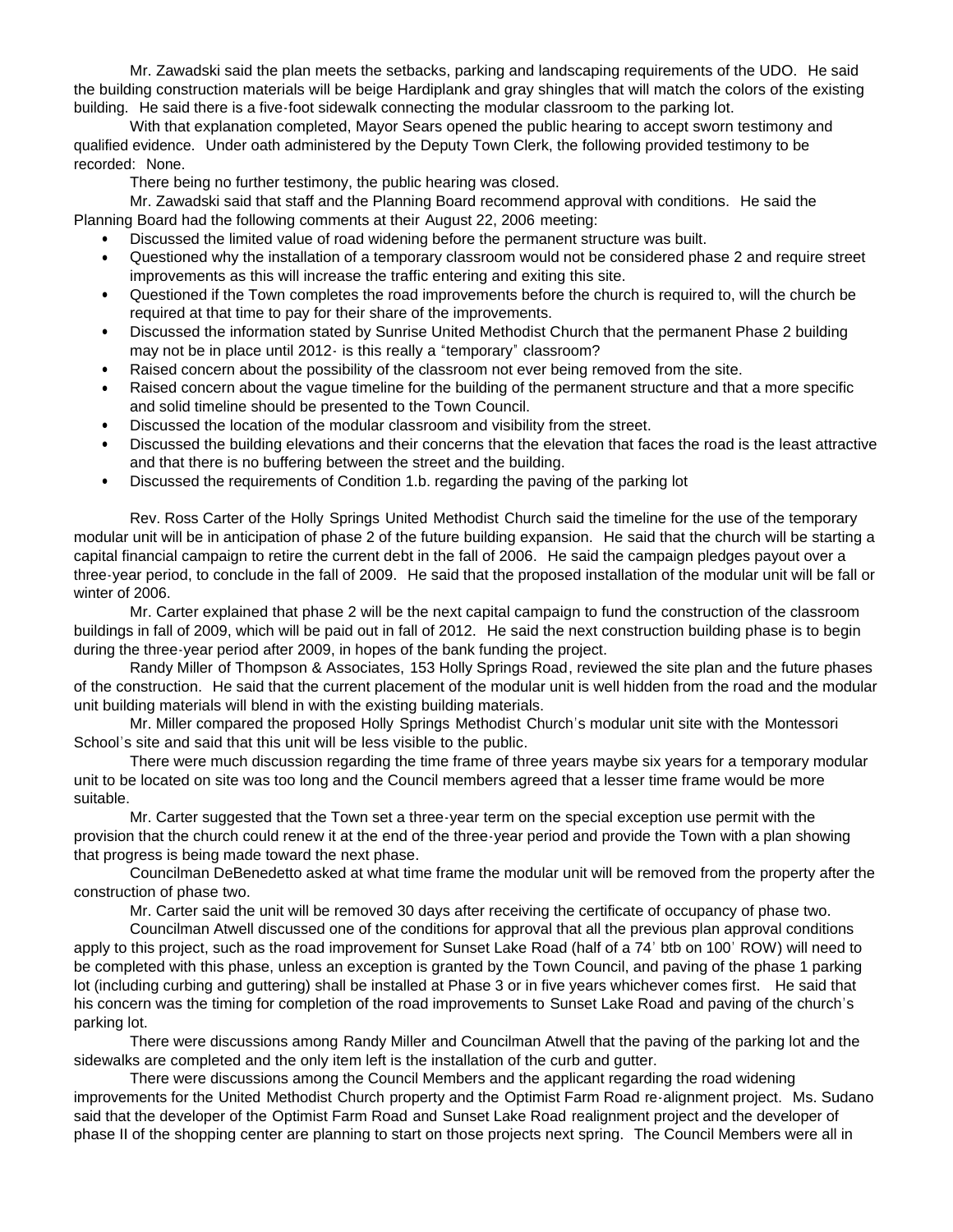Mr. Zawadski said the plan meets the setbacks, parking and landscaping requirements of the UDO. He said the building construction materials will be beige Hardiplank and gray shingles that will match the colors of the existing building. He said there is a five-foot sidewalk connecting the modular classroom to the parking lot.

With that explanation completed, Mayor Sears opened the public hearing to accept sworn testimony and qualified evidence. Under oath administered by the Deputy Town Clerk, the following provided testimony to be recorded: None.

There being no further testimony, the public hearing was closed.

Mr. Zawadski said that staff and the Planning Board recommend approval with conditions. He said the Planning Board had the following comments at their August 22, 2006 meeting:

- Discussed the limited value of road widening before the permanent structure was built.
- Questioned why the installation of a temporary classroom would not be considered phase 2 and require street improvements as this will increase the traffic entering and exiting this site.
- Questioned if the Town completes the road improvements before the church is required to, will the church be required at that time to pay for their share of the improvements.
- Discussed the information stated by Sunrise United Methodist Church that the permanent Phase 2 building may not be in place until 2012- is this really a "temporary" classroom?
- Raised concern about the possibility of the classroom not ever being removed from the site.
- Raised concern about the vague timeline for the building of the permanent structure and that a more specific and solid timeline should be presented to the Town Council.
- Discussed the location of the modular classroom and visibility from the street.
- Discussed the building elevations and their concerns that the elevation that faces the road is the least attractive and that there is no buffering between the street and the building.
- Discussed the requirements of Condition 1.b. regarding the paving of the parking lot

Rev. Ross Carter of the Holly Springs United Methodist Church said the timeline for the use of the temporary modular unit will be in anticipation of phase 2 of the future building expansion. He said that the church will be starting a capital financial campaign to retire the current debt in the fall of 2006. He said the campaign pledges payout over a three-year period, to conclude in the fall of 2009. He said that the proposed installation of the modular unit will be fall or winter of 2006.

Mr. Carter explained that phase 2 will be the next capital campaign to fund the construction of the classroom buildings in fall of 2009, which will be paid out in fall of 2012. He said the next construction building phase is to begin during the three-year period after 2009, in hopes of the bank funding the project.

Randy Miller of Thompson & Associates, 153 Holly Springs Road, reviewed the site plan and the future phases of the construction. He said that the current placement of the modular unit is well hidden from the road and the modular unit building materials will blend in with the existing building materials.

Mr. Miller compared the proposed Holly Springs Methodist Church's modular unit site with the Montessori School's site and said that this unit will be less visible to the public.

There were much discussion regarding the time frame of three years maybe six years for a temporary modular unit to be located on site was too long and the Council members agreed that a lesser time frame would be more suitable.

Mr. Carter suggested that the Town set a three-year term on the special exception use permit with the provision that the church could renew it at the end of the three-year period and provide the Town with a plan showing that progress is being made toward the next phase.

Councilman DeBenedetto asked at what time frame the modular unit will be removed from the property after the construction of phase two.

Mr. Carter said the unit will be removed 30 days after receiving the certificate of occupancy of phase two.

Councilman Atwell discussed one of the conditions for approval that all the previous plan approval conditions apply to this project, such as the road improvement for Sunset Lake Road (half of a 74' btb on 100' ROW) will need to be completed with this phase, unless an exception is granted by the Town Council, and paving of the phase 1 parking lot (including curbing and guttering) shall be installed at Phase 3 or in five years whichever comes first. He said that his concern was the timing for completion of the road improvements to Sunset Lake Road and paving of the church's parking lot.

There were discussions among Randy Miller and Councilman Atwell that the paving of the parking lot and the sidewalks are completed and the only item left is the installation of the curb and gutter.

There were discussions among the Council Members and the applicant regarding the road widening improvements for the United Methodist Church property and the Optimist Farm Road re-alignment project. Ms. Sudano said that the developer of the Optimist Farm Road and Sunset Lake Road realignment project and the developer of phase II of the shopping center are planning to start on those projects next spring. The Council Members were all in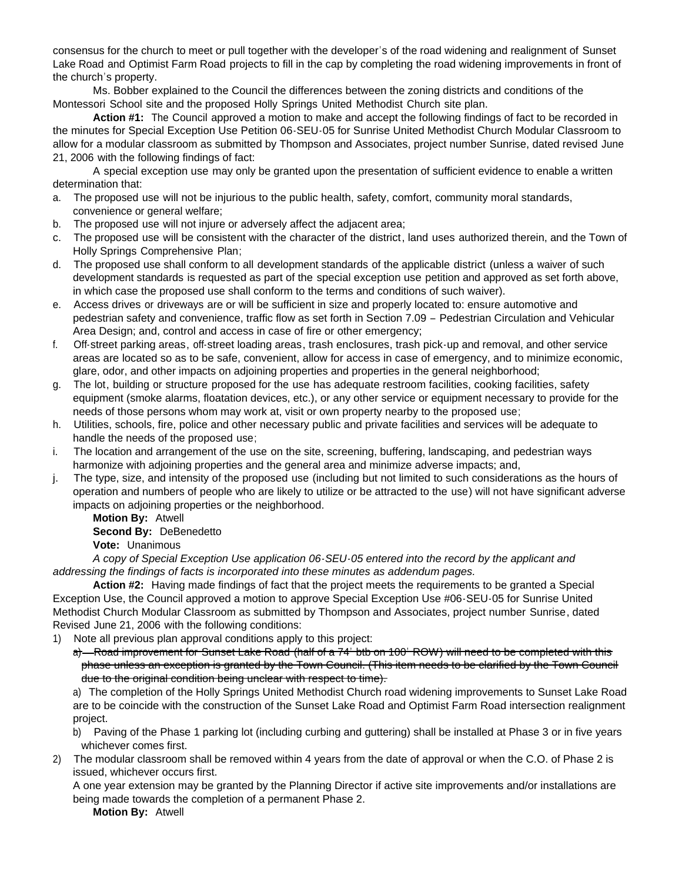consensus for the church to meet or pull together with the developer's of the road widening and realignment of Sunset Lake Road and Optimist Farm Road projects to fill in the cap by completing the road widening improvements in front of the church's property.

Ms. Bobber explained to the Council the differences between the zoning districts and conditions of the Montessori School site and the proposed Holly Springs United Methodist Church site plan.

**Action #1:** The Council approved a motion to make and accept the following findings of fact to be recorded in the minutes for Special Exception Use Petition 06-SEU-05 for Sunrise United Methodist Church Modular Classroom to allow for a modular classroom as submitted by Thompson and Associates, project number Sunrise, dated revised June 21, 2006 with the following findings of fact:

A special exception use may only be granted upon the presentation of sufficient evidence to enable a written determination that:

a. The proposed use will not be injurious to the public health, safety, comfort, community moral standards, convenience or general welfare;
b. The proposed use will not injure or adversely affect the adjacent area;
c. The proposed use will be consistent with the character of the district, land uses authorized therein, and the Town of Holly Springs Comprehensive Plan;
d. The proposed use shall conform to all development standards of the applicable district (unless a waiver of such development standards is requested as part of the special exception use petition and approved as set forth above, in which case the proposed use shall conform to the terms and conditions of such waiver).
e. Access drives or driveways are or will be sufficient in size and properly located to: ensure automotive and pedestrian safety and convenience, traffic flow as set forth in Section 7.09 – Pedestrian Circulation and Vehicular Area Design; and, control and access in case of fire or other emergency;
f. Off-street parking areas, off-street loading areas, trash enclosures, trash pick-up and removal, and other service areas are located so as to be safe, convenient, allow for access in case of emergency, and to minimize economic, glare, odor, and other impacts on adjoining properties and properties in the general neighborhood;
g. The lot, building or structure proposed for the use has adequate restroom facilities, cooking facilities, safety equipment (smoke alarms, floatation devices, etc.), or any other service or equipment necessary to provide for the needs of those persons whom may work at, visit or own property nearby to the proposed use;
h. Utilities, schools, fire, police and other necessary public and private facilities and services will be adequate to handle the needs of the proposed use;
i. The location and arrangement of the use on the site, screening, buffering, landscaping, and pedestrian ways harmonize with adjoining properties and the general area and minimize adverse impacts; and,
j. The type, size, and intensity of the proposed use (including but not limited to such considerations as the hours of operation and numbers of people who are likely to utilize or be attracted to the use) will not have significant adverse impacts on adjoining properties or the neighborhood.

**Motion By:** Atwell
**Second By:** DeBenedetto
**Vote:** Unanimous

*A copy of Special Exception Use application 06-SEU-05 entered into the record by the applicant and addressing the findings of facts is incorporated into these minutes as addendum pages.*

**Action #2:** Having made findings of fact that the project meets the requirements to be granted a Special Exception Use, the Council approved a motion to approve Special Exception Use #06-SEU-05 for Sunrise United Methodist Church Modular Classroom as submitted by Thompson and Associates, project number Sunrise, dated Revised June 21, 2006 with the following conditions:

1) Note all previous plan approval conditions apply to this project:
   ~~a) Road improvement for Sunset Lake Road (half of a 74' btb on 100' ROW) will need to be completed with this phase unless an exception is granted by the Town Council. (This item needs to be clarified by the Town Council due to the original condition being unclear with respect to time).~~
   a) The completion of the Holly Springs United Methodist Church road widening improvements to Sunset Lake Road are to be coincide with the construction of the Sunset Lake Road and Optimist Farm Road intersection realignment project.
   b) Paving of the Phase 1 parking lot (including curbing and guttering) shall be installed at Phase 3 or in five years whichever comes first.
2) The modular classroom shall be removed within 4 years from the date of approval or when the C.O. of Phase 2 is issued, whichever occurs first.
   A one year extension may be granted by the Planning Director if active site improvements and/or installations are being made towards the completion of a permanent Phase 2.

**Motion By:** Atwell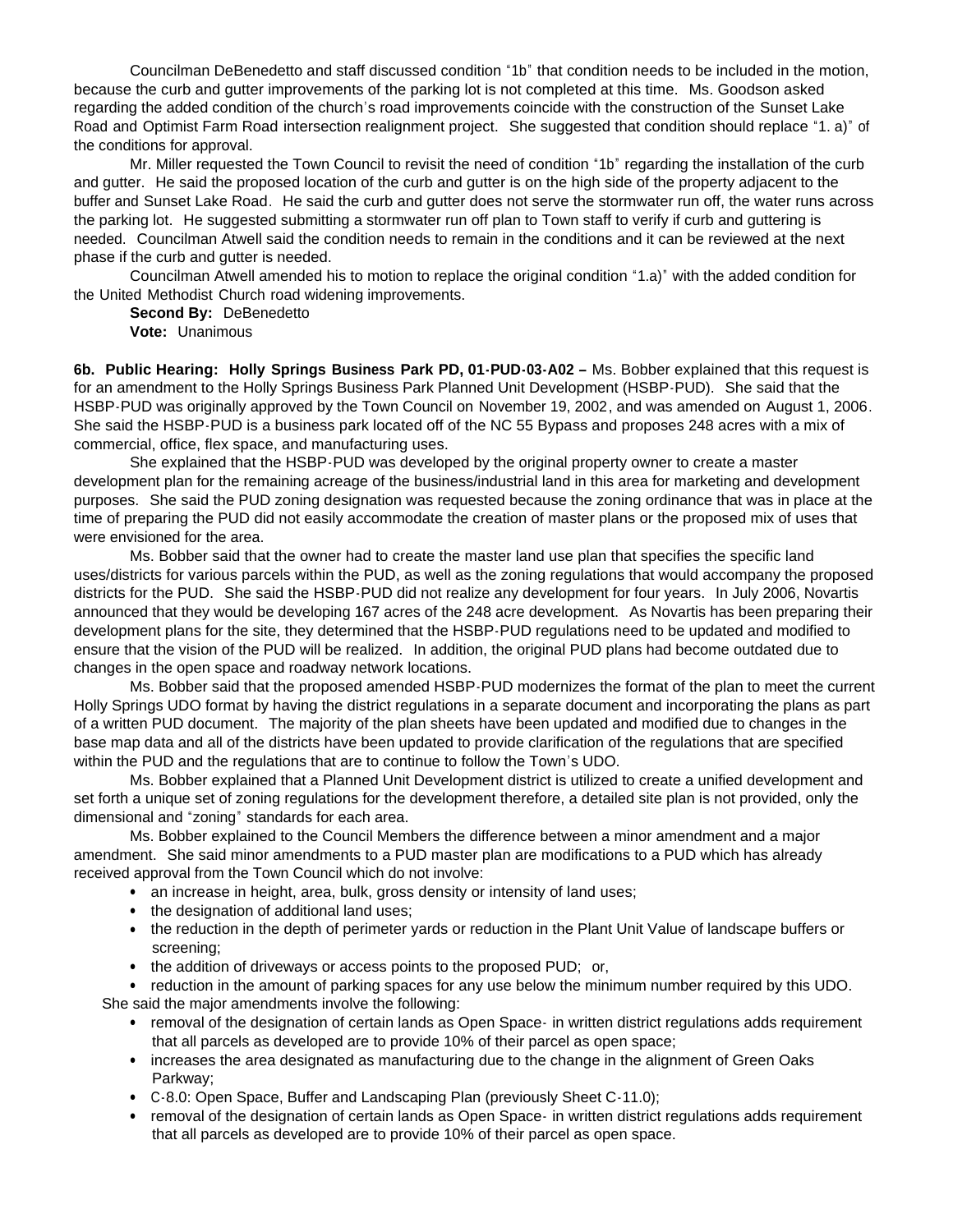Councilman DeBenedetto and staff discussed condition "1b" that condition needs to be included in the motion, because the curb and gutter improvements of the parking lot is not completed at this time. Ms. Goodson asked regarding the added condition of the church's road improvements coincide with the construction of the Sunset Lake Road and Optimist Farm Road intersection realignment project. She suggested that condition should replace "1. a)" of the conditions for approval.

Mr. Miller requested the Town Council to revisit the need of condition "1b" regarding the installation of the curb and gutter. He said the proposed location of the curb and gutter is on the high side of the property adjacent to the buffer and Sunset Lake Road. He said the curb and gutter does not serve the stormwater run off, the water runs across the parking lot. He suggested submitting a stormwater run off plan to Town staff to verify if curb and guttering is needed. Councilman Atwell said the condition needs to remain in the conditions and it can be reviewed at the next phase if the curb and gutter is needed.

Councilman Atwell amended his to motion to replace the original condition "1.a)" with the added condition for the United Methodist Church road widening improvements.

**Second By:** DeBenedetto

**Vote:** Unanimous

**6b. Public Hearing: Holly Springs Business Park PD, 01-PUD-03-A02 –** Ms. Bobber explained that this request is for an amendment to the Holly Springs Business Park Planned Unit Development (HSBP-PUD). She said that the HSBP-PUD was originally approved by the Town Council on November 19, 2002, and was amended on August 1, 2006. She said the HSBP-PUD is a business park located off of the NC 55 Bypass and proposes 248 acres with a mix of commercial, office, flex space, and manufacturing uses.

She explained that the HSBP-PUD was developed by the original property owner to create a master development plan for the remaining acreage of the business/industrial land in this area for marketing and development purposes. She said the PUD zoning designation was requested because the zoning ordinance that was in place at the time of preparing the PUD did not easily accommodate the creation of master plans or the proposed mix of uses that were envisioned for the area.

Ms. Bobber said that the owner had to create the master land use plan that specifies the specific land uses/districts for various parcels within the PUD, as well as the zoning regulations that would accompany the proposed districts for the PUD. She said the HSBP-PUD did not realize any development for four years. In July 2006, Novartis announced that they would be developing 167 acres of the 248 acre development. As Novartis has been preparing their development plans for the site, they determined that the HSBP-PUD regulations need to be updated and modified to ensure that the vision of the PUD will be realized. In addition, the original PUD plans had become outdated due to changes in the open space and roadway network locations.

Ms. Bobber said that the proposed amended HSBP-PUD modernizes the format of the plan to meet the current Holly Springs UDO format by having the district regulations in a separate document and incorporating the plans as part of a written PUD document. The majority of the plan sheets have been updated and modified due to changes in the base map data and all of the districts have been updated to provide clarification of the regulations that are specified within the PUD and the regulations that are to continue to follow the Town's UDO.

Ms. Bobber explained that a Planned Unit Development district is utilized to create a unified development and set forth a unique set of zoning regulations for the development therefore, a detailed site plan is not provided, only the dimensional and "zoning" standards for each area.

Ms. Bobber explained to the Council Members the difference between a minor amendment and a major amendment. She said minor amendments to a PUD master plan are modifications to a PUD which has already received approval from the Town Council which do not involve:

- an increase in height, area, bulk, gross density or intensity of land uses;
- the designation of additional land uses;
- the reduction in the depth of perimeter yards or reduction in the Plant Unit Value of landscape buffers or screening;
- the addition of driveways or access points to the proposed PUD; or,
- reduction in the amount of parking spaces for any use below the minimum number required by this UDO.

She said the major amendments involve the following:

- removal of the designation of certain lands as Open Space- in written district regulations adds requirement that all parcels as developed are to provide 10% of their parcel as open space;
- increases the area designated as manufacturing due to the change in the alignment of Green Oaks Parkway;
- C-8.0: Open Space, Buffer and Landscaping Plan (previously Sheet C-11.0);
- removal of the designation of certain lands as Open Space- in written district regulations adds requirement that all parcels as developed are to provide 10% of their parcel as open space.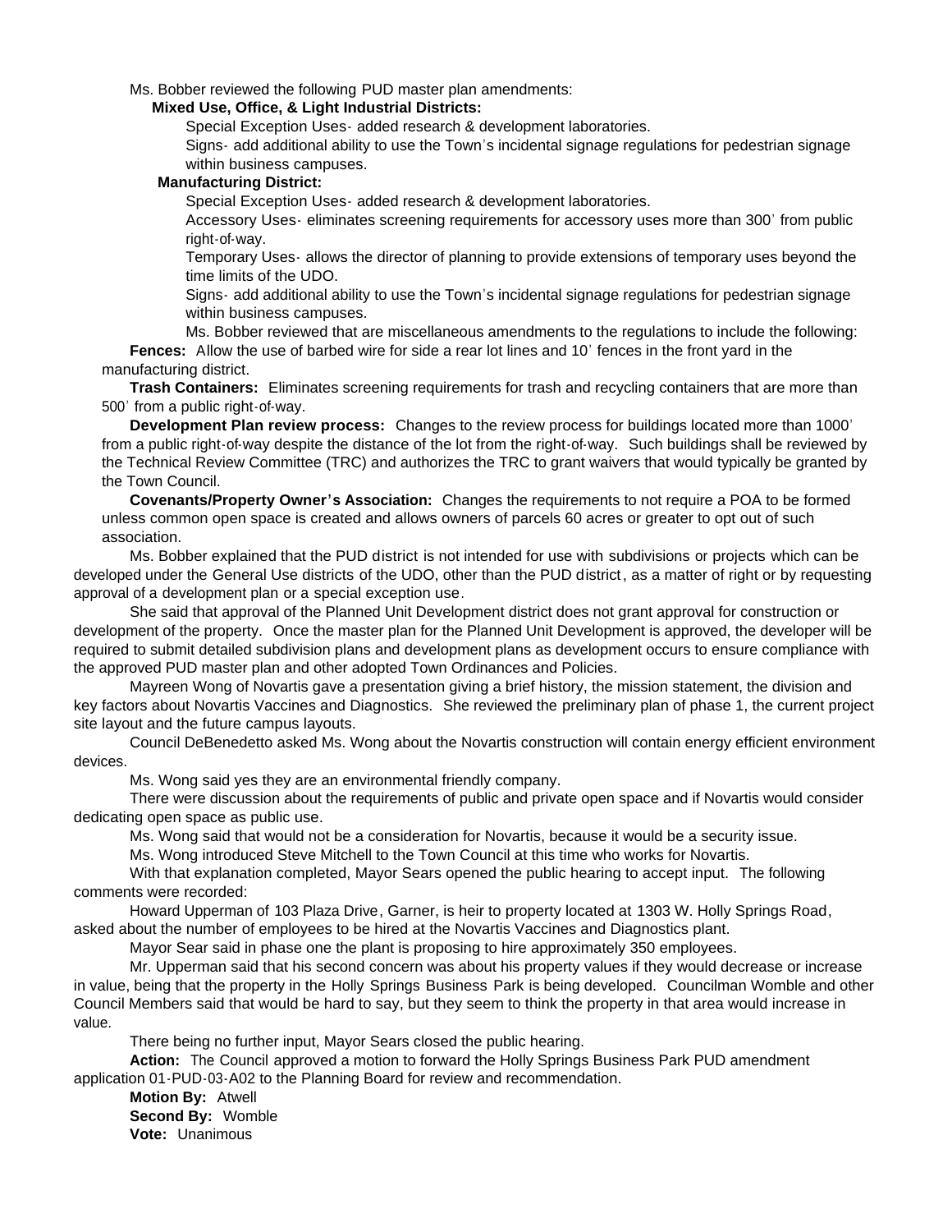Ms. Bobber reviewed the following PUD master plan amendments:

**Mixed Use, Office, & Light Industrial Districts:**

Special Exception Uses- added research & development laboratories.

Signs- add additional ability to use the Town's incidental signage regulations for pedestrian signage within business campuses.

**Manufacturing District:**

Special Exception Uses- added research & development laboratories.

Accessory Uses- eliminates screening requirements for accessory uses more than 300' from public right-of-way.

Temporary Uses- allows the director of planning to provide extensions of temporary uses beyond the time limits of the UDO.

Signs- add additional ability to use the Town's incidental signage regulations for pedestrian signage within business campuses.

Ms. Bobber reviewed that are miscellaneous amendments to the regulations to include the following:

**Fences:** Allow the use of barbed wire for side a rear lot lines and 10' fences in the front yard in the manufacturing district.

**Trash Containers:** Eliminates screening requirements for trash and recycling containers that are more than 500' from a public right-of-way.

**Development Plan review process:** Changes to the review process for buildings located more than 1000' from a public right-of-way despite the distance of the lot from the right-of-way. Such buildings shall be reviewed by the Technical Review Committee (TRC) and authorizes the TRC to grant waivers that would typically be granted by the Town Council.

**Covenants/Property Owner's Association:** Changes the requirements to not require a POA to be formed unless common open space is created and allows owners of parcels 60 acres or greater to opt out of such association.

Ms. Bobber explained that the PUD district is not intended for use with subdivisions or projects which can be developed under the General Use districts of the UDO, other than the PUD district, as a matter of right or by requesting approval of a development plan or a special exception use.

She said that approval of the Planned Unit Development district does not grant approval for construction or development of the property. Once the master plan for the Planned Unit Development is approved, the developer will be required to submit detailed subdivision plans and development plans as development occurs to ensure compliance with the approved PUD master plan and other adopted Town Ordinances and Policies.

Mayreen Wong of Novartis gave a presentation giving a brief history, the mission statement, the division and key factors about Novartis Vaccines and Diagnostics. She reviewed the preliminary plan of phase 1, the current project site layout and the future campus layouts.

Council DeBenedetto asked Ms. Wong about the Novartis construction will contain energy efficient environment devices.

Ms. Wong said yes they are an environmental friendly company.

There were discussion about the requirements of public and private open space and if Novartis would consider dedicating open space as public use.

Ms. Wong said that would not be a consideration for Novartis, because it would be a security issue.

Ms. Wong introduced Steve Mitchell to the Town Council at this time who works for Novartis.

With that explanation completed, Mayor Sears opened the public hearing to accept input. The following comments were recorded:

Howard Upperman of 103 Plaza Drive, Garner, is heir to property located at 1303 W. Holly Springs Road, asked about the number of employees to be hired at the Novartis Vaccines and Diagnostics plant.

Mayor Sear said in phase one the plant is proposing to hire approximately 350 employees.

Mr. Upperman said that his second concern was about his property values if they would decrease or increase in value, being that the property in the Holly Springs Business Park is being developed. Councilman Womble and other Council Members said that would be hard to say, but they seem to think the property in that area would increase in value.

There being no further input, Mayor Sears closed the public hearing.

**Action:** The Council approved a motion to forward the Holly Springs Business Park PUD amendment application 01-PUD-03-A02 to the Planning Board for review and recommendation.

**Motion By:** Atwell
**Second By:** Womble
**Vote:** Unanimous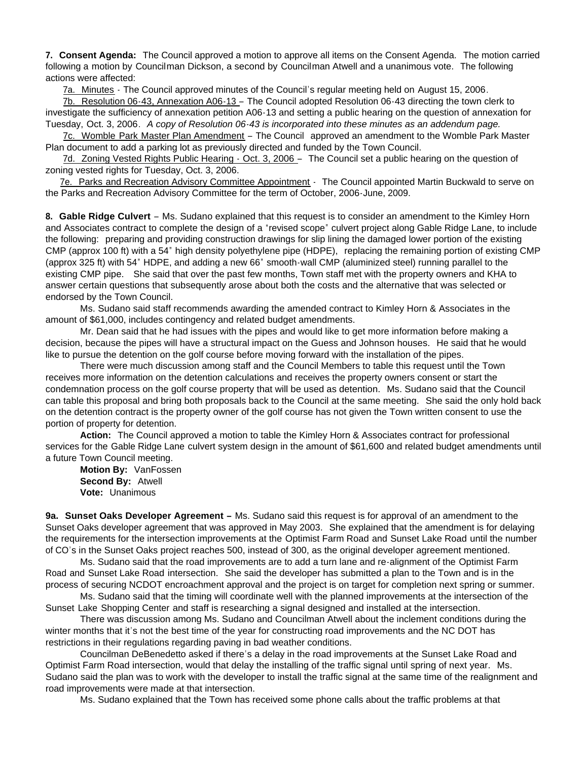**7. Consent Agenda:** The Council approved a motion to approve all items on the Consent Agenda. The motion carried following a motion by Councilman Dickson, a second by Councilman Atwell and a unanimous vote. The following actions were affected:

7a. Minutes - The Council approved minutes of the Council's regular meeting held on August 15, 2006.

7b. Resolution 06-43, Annexation A06-13 – The Council adopted Resolution 06-43 directing the town clerk to investigate the sufficiency of annexation petition A06-13 and setting a public hearing on the question of annexation for Tuesday, Oct. 3, 2006. *A copy of Resolution 06-43 is incorporated into these minutes as an addendum page.*

7c. Womble Park Master Plan Amendment – The Council approved an amendment to the Womble Park Master Plan document to add a parking lot as previously directed and funded by the Town Council.

7d. Zoning Vested Rights Public Hearing - Oct. 3, 2006 – The Council set a public hearing on the question of zoning vested rights for Tuesday, Oct. 3, 2006.

7e. Parks and Recreation Advisory Committee Appointment - The Council appointed Martin Buckwald to serve on the Parks and Recreation Advisory Committee for the term of October, 2006-June, 2009.

**8. Gable Ridge Culvert** – Ms. Sudano explained that this request is to consider an amendment to the Kimley Horn and Associates contract to complete the design of a "revised scope" culvert project along Gable Ridge Lane, to include the following: preparing and providing construction drawings for slip lining the damaged lower portion of the existing CMP (approx 100 ft) with a 54" high density polyethylene pipe (HDPE), replacing the remaining portion of existing CMP (approx 325 ft) with 54" HDPE, and adding a new 66" smooth-wall CMP (aluminized steel) running parallel to the existing CMP pipe. She said that over the past few months, Town staff met with the property owners and KHA to answer certain questions that subsequently arose about both the costs and the alternative that was selected or endorsed by the Town Council.

Ms. Sudano said staff recommends awarding the amended contract to Kimley Horn & Associates in the amount of $61,000, includes contingency and related budget amendments.

Mr. Dean said that he had issues with the pipes and would like to get more information before making a decision, because the pipes will have a structural impact on the Guess and Johnson houses. He said that he would like to pursue the detention on the golf course before moving forward with the installation of the pipes.

There were much discussion among staff and the Council Members to table this request until the Town receives more information on the detention calculations and receives the property owners consent or start the condemnation process on the golf course property that will be used as detention. Ms. Sudano said that the Council can table this proposal and bring both proposals back to the Council at the same meeting. She said the only hold back on the detention contract is the property owner of the golf course has not given the Town written consent to use the portion of property for detention.

**Action:** The Council approved a motion to table the Kimley Horn & Associates contract for professional services for the Gable Ridge Lane culvert system design in the amount of $61,600 and related budget amendments until a future Town Council meeting.

**Motion By:** VanFossen
**Second By:** Atwell
**Vote:** Unanimous

**9a. Sunset Oaks Developer Agreement –** Ms. Sudano said this request is for approval of an amendment to the Sunset Oaks developer agreement that was approved in May 2003. She explained that the amendment is for delaying the requirements for the intersection improvements at the Optimist Farm Road and Sunset Lake Road until the number of CO's in the Sunset Oaks project reaches 500, instead of 300, as the original developer agreement mentioned.

Ms. Sudano said that the road improvements are to add a turn lane and re-alignment of the Optimist Farm Road and Sunset Lake Road intersection. She said the developer has submitted a plan to the Town and is in the process of securing NCDOT encroachment approval and the project is on target for completion next spring or summer.

Ms. Sudano said that the timing will coordinate well with the planned improvements at the intersection of the Sunset Lake Shopping Center and staff is researching a signal designed and installed at the intersection.

There was discussion among Ms. Sudano and Councilman Atwell about the inclement conditions during the winter months that it's not the best time of the year for constructing road improvements and the NC DOT has restrictions in their regulations regarding paving in bad weather conditions.

Councilman DeBenedetto asked if there's a delay in the road improvements at the Sunset Lake Road and Optimist Farm Road intersection, would that delay the installing of the traffic signal until spring of next year. Ms. Sudano said the plan was to work with the developer to install the traffic signal at the same time of the realignment and road improvements were made at that intersection.

Ms. Sudano explained that the Town has received some phone calls about the traffic problems at that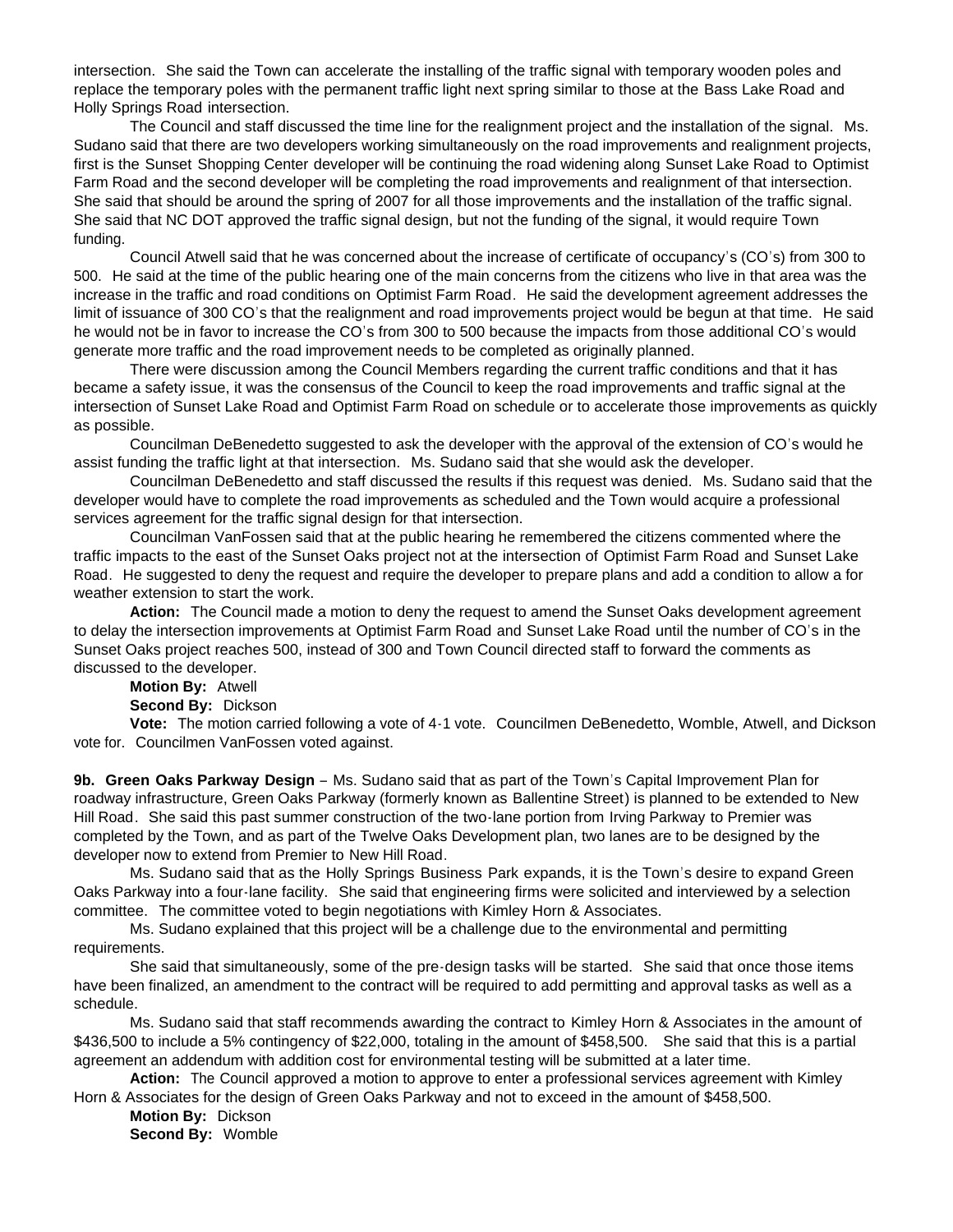intersection. She said the Town can accelerate the installing of the traffic signal with temporary wooden poles and replace the temporary poles with the permanent traffic light next spring similar to those at the Bass Lake Road and Holly Springs Road intersection.

The Council and staff discussed the time line for the realignment project and the installation of the signal. Ms. Sudano said that there are two developers working simultaneously on the road improvements and realignment projects, first is the Sunset Shopping Center developer will be continuing the road widening along Sunset Lake Road to Optimist Farm Road and the second developer will be completing the road improvements and realignment of that intersection. She said that should be around the spring of 2007 for all those improvements and the installation of the traffic signal. She said that NC DOT approved the traffic signal design, but not the funding of the signal, it would require Town funding.

Council Atwell said that he was concerned about the increase of certificate of occupancy's (CO's) from 300 to 500. He said at the time of the public hearing one of the main concerns from the citizens who live in that area was the increase in the traffic and road conditions on Optimist Farm Road. He said the development agreement addresses the limit of issuance of 300 CO's that the realignment and road improvements project would be begun at that time. He said he would not be in favor to increase the CO's from 300 to 500 because the impacts from those additional CO's would generate more traffic and the road improvement needs to be completed as originally planned.

There were discussion among the Council Members regarding the current traffic conditions and that it has became a safety issue, it was the consensus of the Council to keep the road improvements and traffic signal at the intersection of Sunset Lake Road and Optimist Farm Road on schedule or to accelerate those improvements as quickly as possible.

Councilman DeBenedetto suggested to ask the developer with the approval of the extension of CO's would he assist funding the traffic light at that intersection. Ms. Sudano said that she would ask the developer.

Councilman DeBenedetto and staff discussed the results if this request was denied. Ms. Sudano said that the developer would have to complete the road improvements as scheduled and the Town would acquire a professional services agreement for the traffic signal design for that intersection.

Councilman VanFossen said that at the public hearing he remembered the citizens commented where the traffic impacts to the east of the Sunset Oaks project not at the intersection of Optimist Farm Road and Sunset Lake Road. He suggested to deny the request and require the developer to prepare plans and add a condition to allow a for weather extension to start the work.

**Action:** The Council made a motion to deny the request to amend the Sunset Oaks development agreement to delay the intersection improvements at Optimist Farm Road and Sunset Lake Road until the number of CO's in the Sunset Oaks project reaches 500, instead of 300 and Town Council directed staff to forward the comments as discussed to the developer.

**Motion By:** Atwell
**Second By:** Dickson
**Vote:** The motion carried following a vote of 4-1 vote. Councilmen DeBenedetto, Womble, Atwell, and Dickson vote for. Councilmen VanFossen voted against.

**9b. Green Oaks Parkway Design** – Ms. Sudano said that as part of the Town's Capital Improvement Plan for roadway infrastructure, Green Oaks Parkway (formerly known as Ballentine Street) is planned to be extended to New Hill Road. She said this past summer construction of the two-lane portion from Irving Parkway to Premier was completed by the Town, and as part of the Twelve Oaks Development plan, two lanes are to be designed by the developer now to extend from Premier to New Hill Road.

Ms. Sudano said that as the Holly Springs Business Park expands, it is the Town's desire to expand Green Oaks Parkway into a four-lane facility. She said that engineering firms were solicited and interviewed by a selection committee. The committee voted to begin negotiations with Kimley Horn & Associates.

Ms. Sudano explained that this project will be a challenge due to the environmental and permitting requirements.

She said that simultaneously, some of the pre-design tasks will be started. She said that once those items have been finalized, an amendment to the contract will be required to add permitting and approval tasks as well as a schedule.

Ms. Sudano said that staff recommends awarding the contract to Kimley Horn & Associates in the amount of $436,500 to include a 5% contingency of $22,000, totaling in the amount of $458,500. She said that this is a partial agreement an addendum with addition cost for environmental testing will be submitted at a later time.

**Action:** The Council approved a motion to approve to enter a professional services agreement with Kimley Horn & Associates for the design of Green Oaks Parkway and not to exceed in the amount of $458,500.

**Motion By:** Dickson
**Second By:** Womble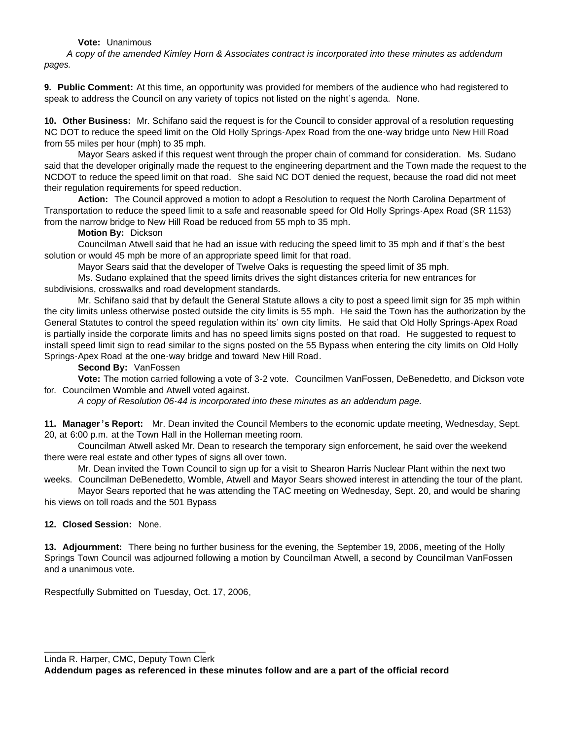**Vote:** Unanimous

*A copy of the amended Kimley Horn & Associates contract is incorporated into these minutes as addendum pages.*

**9. Public Comment:** At this time, an opportunity was provided for members of the audience who had registered to speak to address the Council on any variety of topics not listed on the night's agenda. None.

**10. Other Business:** Mr. Schifano said the request is for the Council to consider approval of a resolution requesting NC DOT to reduce the speed limit on the Old Holly Springs-Apex Road from the one-way bridge unto New Hill Road from 55 miles per hour (mph) to 35 mph.

Mayor Sears asked if this request went through the proper chain of command for consideration. Ms. Sudano said that the developer originally made the request to the engineering department and the Town made the request to the NCDOT to reduce the speed limit on that road. She said NC DOT denied the request, because the road did not meet their regulation requirements for speed reduction.

**Action:** The Council approved a motion to adopt a Resolution to request the North Carolina Department of Transportation to reduce the speed limit to a safe and reasonable speed for Old Holly Springs-Apex Road (SR 1153) from the narrow bridge to New Hill Road be reduced from 55 mph to 35 mph.

**Motion By:** Dickson

Councilman Atwell said that he had an issue with reducing the speed limit to 35 mph and if that's the best solution or would 45 mph be more of an appropriate speed limit for that road.

Mayor Sears said that the developer of Twelve Oaks is requesting the speed limit of 35 mph.

Ms. Sudano explained that the speed limits drives the sight distances criteria for new entrances for subdivisions, crosswalks and road development standards.

Mr. Schifano said that by default the General Statute allows a city to post a speed limit sign for 35 mph within the city limits unless otherwise posted outside the city limits is 55 mph. He said the Town has the authorization by the General Statutes to control the speed regulation within its' own city limits. He said that Old Holly Springs-Apex Road is partially inside the corporate limits and has no speed limits signs posted on that road. He suggested to request to install speed limit sign to read similar to the signs posted on the 55 Bypass when entering the city limits on Old Holly Springs-Apex Road at the one-way bridge and toward New Hill Road.

**Second By:** VanFossen

**Vote:** The motion carried following a vote of 3-2 vote. Councilmen VanFossen, DeBenedetto, and Dickson vote for. Councilmen Womble and Atwell voted against.

*A copy of Resolution 06-44 is incorporated into these minutes as an addendum page.*

**11. Manager's Report:** Mr. Dean invited the Council Members to the economic update meeting, Wednesday, Sept. 20, at 6:00 p.m. at the Town Hall in the Holleman meeting room.

Councilman Atwell asked Mr. Dean to research the temporary sign enforcement, he said over the weekend there were real estate and other types of signs all over town.

Mr. Dean invited the Town Council to sign up for a visit to Shearon Harris Nuclear Plant within the next two weeks. Councilman DeBenedetto, Womble, Atwell and Mayor Sears showed interest in attending the tour of the plant.

Mayor Sears reported that he was attending the TAC meeting on Wednesday, Sept. 20, and would be sharing his views on toll roads and the 501 Bypass

**12. Closed Session:** None.

**13. Adjournment:** There being no further business for the evening, the September 19, 2006, meeting of the Holly Springs Town Council was adjourned following a motion by Councilman Atwell, a second by Councilman VanFossen and a unanimous vote.

Respectfully Submitted on Tuesday, Oct. 17, 2006,

\_\_\_\_\_\_\_\_\_\_\_\_\_\_\_\_\_\_\_\_\_\_\_\_\_\_\_\_\_\_\_\_

Linda R. Harper, CMC, Deputy Town Clerk

**Addendum pages as referenced in these minutes follow and are a part of the official record**